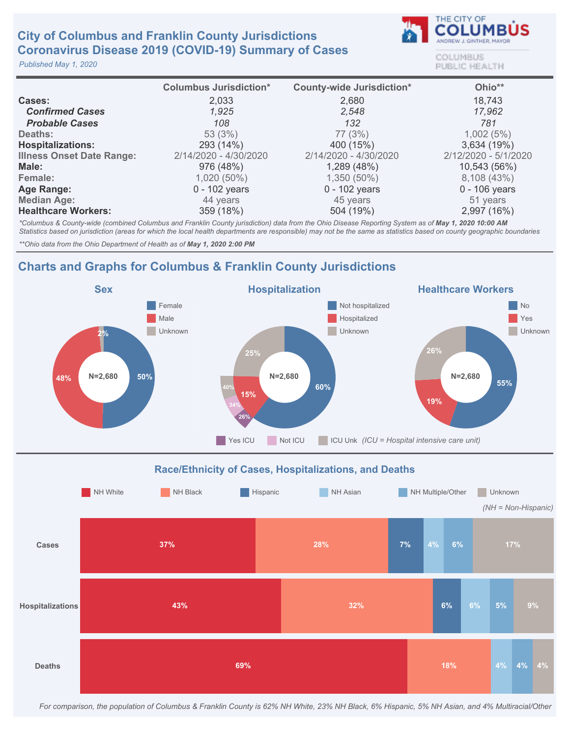# City of Columbus and Franklin County Jurisdictions
# Coronavirus Disease 2019 (COVID-19) Summary of Cases

*Published May 1, 2020*

THE CITY OF COLUMBUS
ANDREW J. GINTHER, MAYOR

COLUMBUS PUBLIC HEALTH

| | Columbus Jurisdiction* | County-wide Jurisdiction* | Ohio** |
|---|---|---|---|
| **Cases:** | 2,033 | 2,680 | 18,743 |
| ***Confirmed Cases*** | *1,925* | *2,548* | *17,962* |
| ***Probable Cases*** | *108* | *132* | *781* |
| Deaths: | 53 (3%) | 77 (3%) | 1,002 (5%) |
| **Hospitalizations:** | 293 (14%) | 400 (15%) | 3,634 (19%) |
| Illness Onset Date Range: | 2/14/2020 - 4/30/2020 | 2/14/2020 - 4/30/2020 | 2/12/2020 - 5/1/2020 |
| **Male:** | 976 (48%) | 1,289 (48%) | 10,543 (56%) |
| Female: | 1,020 (50%) | 1,350 (50%) | 8,108 (43%) |
| **Age Range:** | 0 - 102 years | 0 - 102 years | 0 - 106 years |
| Median Age: | 44 years | 45 years | 51 years |
| **Healthcare Workers:** | 359 (18%) | 504 (19%) | 2,997 (16%) |

*\*Columbus & County-wide (combined Columbus and Franklin County jurisdiction) data from the Ohio Disease Reporting System as of **May 1, 2020 10:00 AM***
*Statistics based on jurisdiction (areas for which the local health departments are responsible) may not be the same as statistics based on county geographic boundaries*

*\*\*Ohio data from the Ohio Department of Health as of **May 1, 2020 2:00 PM***

## Charts and Graphs for Columbus & Franklin County Jurisdictions

### Sex

N=2,680

| Category | Percent |
|---|---|
| Female | 50% |
| Male | 48% |
| Unknown | 2% |

### Hospitalization

N=2,680

| Category | Percent |
|---|---|
| Not hospitalized | 60% |
| Hospitalized | 15% |
| Unknown | 25% |

Of hospitalized:

| ICU Status | Percent |
|---|---|
| Yes ICU | 26% |
| Not ICU | 34% |
| ICU Unk | 40% |

*(ICU = Hospital intensive care unit)*

### Healthcare Workers

N=2,680

| Category | Percent |
|---|---|
| No | 55% |
| Yes | 19% |
| Unknown | 26% |

### Race/Ethnicity of Cases, Hospitalizations, and Deaths

*(NH = Non-Hispanic)*

| | NH White | NH Black | Hispanic | NH Asian | NH Multiple/Other | Unknown |
|---|---|---|---|---|---|---|
| Cases | 37% | 28% | 7% | 4% | 6% | 17% |
| Hospitalizations | 43% | 32% | 6% | 6% | 5% | 9% |
| Deaths | 69% | 18% | | 4% | 4% | 4% |

*For comparison, the population of Columbus & Franklin County is 62% NH White, 23% NH Black, 6% Hispanic, 5% NH Asian, and 4% Multiracial/Other*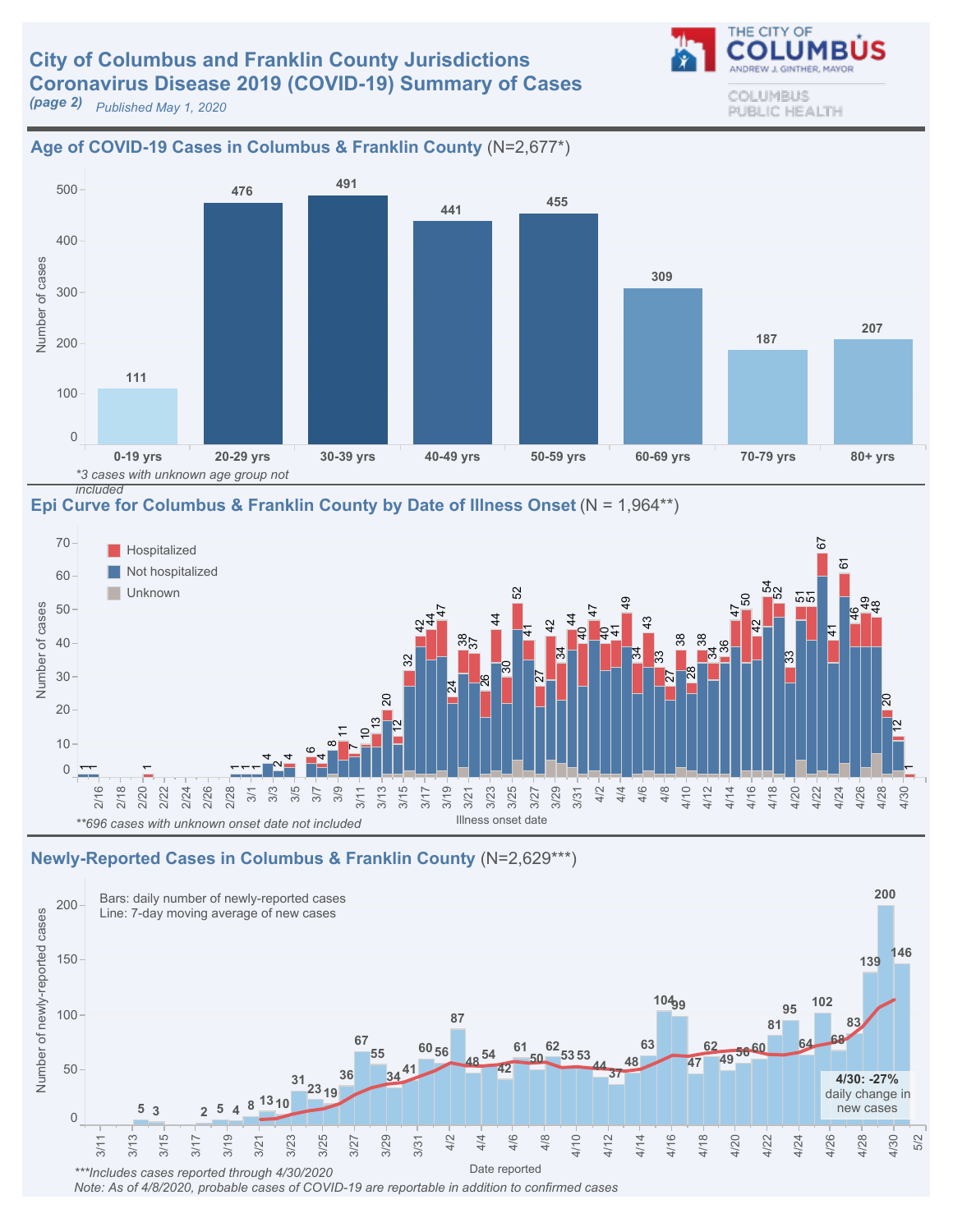# City of Columbus and Franklin County Jurisdictions Coronavirus Disease 2019 (COVID-19) Summary of Cases

*(page 2)* *Published May 1, 2020*

THE CITY OF COLUMBUS
ANDREW J. GINTHER, MAYOR

COLUMBUS PUBLIC HEALTH

## Age of COVID-19 Cases in Columbus & Franklin County (N=2,677*)

| Age group | Number of cases |
|---|---|
| 0-19 yrs | 111 |
| 20-29 yrs | 476 |
| 30-39 yrs | 491 |
| 40-49 yrs | 441 |
| 50-59 yrs | 455 |
| 60-69 yrs | 309 |
| 70-79 yrs | 187 |
| 80+ yrs | 207 |

*\*3 cases with unknown age group not included*

## Epi Curve for Columbus & Franklin County by Date of Illness Onset (N = 1,964**)

Legend: Hospitalized; Not hospitalized; Unknown

Y-axis: Number of cases. X-axis: Illness onset date (2/16 – 4/30)

*\*\*696 cases with unknown onset date not included*

## Newly-Reported Cases in Columbus & Franklin County (N=2,629***)

Bars: daily number of newly-reported cases
Line: 7-day moving average of new cases

| Date reported | Newly-reported cases |
|---|---|
| 3/13 | 5 |
| 3/14 | 3 |
| 3/17 | 2 |
| 3/18 | 5 |
| 3/19 | 4 |
| 3/20 | 8 |
| 3/21 | 13 |
| 3/22 | 10 |
| 3/23 | 31 |
| 3/24 | 23 |
| 3/25 | 19 |
| 3/26 | 36 |
| 3/27 | 67 |
| 3/28 | 55 |
| 3/29 | 34 |
| 3/30 | 41 |
| 3/31 | 60 |
| 4/1 | 56 |
| 4/2 | 87 |
| 4/3 | 48 |
| 4/4 | 54 |
| 4/5 | 42 |
| 4/6 | 61 |
| 4/7 | 50 |
| 4/8 | 62 |
| 4/9 | 53 |
| 4/10 | 53 |
| 4/11 | 44 |
| 4/12 | 37 |
| 4/13 | 48 |
| 4/14 | 63 |
| 4/15 | 104 |
| 4/16 | 99 |
| 4/17 | 47 |
| 4/18 | 62 |
| 4/19 | 49 |
| 4/20 | 56 |
| 4/21 | 60 |
| 4/22 | 81 |
| 4/23 | 95 |
| 4/24 | 64 |
| 4/25 | 102 |
| 4/26 | 68 |
| 4/27 | 83 |
| 4/28 | 139 |
| 4/29 | 200 |
| 4/30 | 146 |

**4/30: -27%** daily change in new cases

*\*\*\*Includes cases reported through 4/30/2020*
*Note: As of 4/8/2020, probable cases of COVID-19 are reportable in addition to confirmed cases*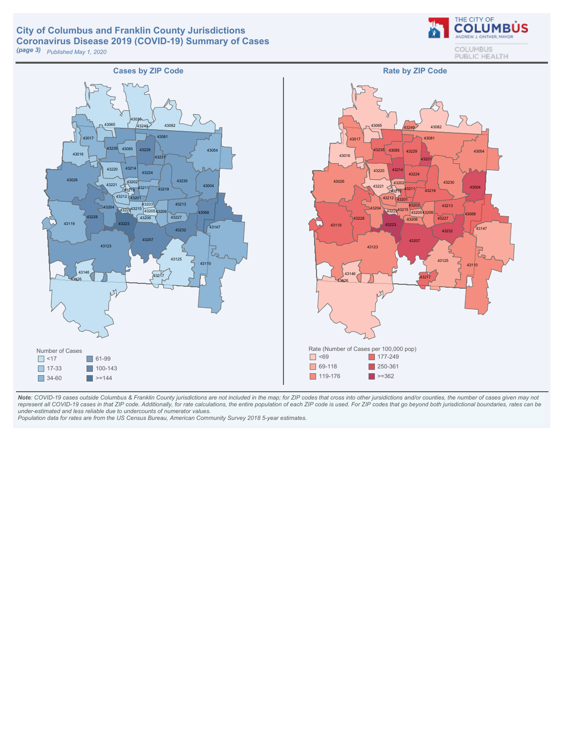# City of Columbus and Franklin County Jurisdictions
# Coronavirus Disease 2019 (COVID-19) Summary of Cases

***(page 3)*** *Published May 1, 2020*

THE CITY OF COLUMBUS
ANDREW J. GINTHER, MAYOR

COLUMBUS PUBLIC HEALTH

## Cases by ZIP Code

43035
43065
43240
43082
43081
43017
43235
43085
43229
43016
43231
43054
43220
43214
43224
43026
43230
43221
43202
43004
43211
43219
43210
43212
43201
43213
43203
43204
43222
43215
43205
43209
43068
43206
43227
43228
43119
43223
43147
43232
43207
43123
43125
43110
43146
43217
43126

Number of Cases
<17
17-33
34-60
61-99
100-143
>=144

## Rate by ZIP Code

43065
43240
43082
43081
43017
43235
43085
43229
43016
43231
43054
43220
43214
43224
43026
43230
43221
43202
43004
43211
43219
43210
43212
43201
43213
43203
43204
43222
43215
43205
43209
43068
43206
43227
43228
43119
43223
43147
43232
43207
43123
43125
43110
43146
43217
43126

Rate (Number of Cases per 100,000 pop)
<69
69-118
119-176
177-249
250-361
>=362

***Note**: COVID-19 cases outside Columbus & Franklin County jurisdictions are not included in the map; for ZIP codes that cross into other jurisdictions and/or counties, the number of cases given may not represent all COVID-19 cases in that ZIP code. Additionally, for rate calculations, the entire population of each ZIP code is used. For ZIP codes that go beyond both jurisdictional boundaries, rates can be under-estimated and less reliable due to undercounts of numerator values.*

*Population data for rates are from the US Census Bureau, American Community Survey 2018 5-year estimates.*